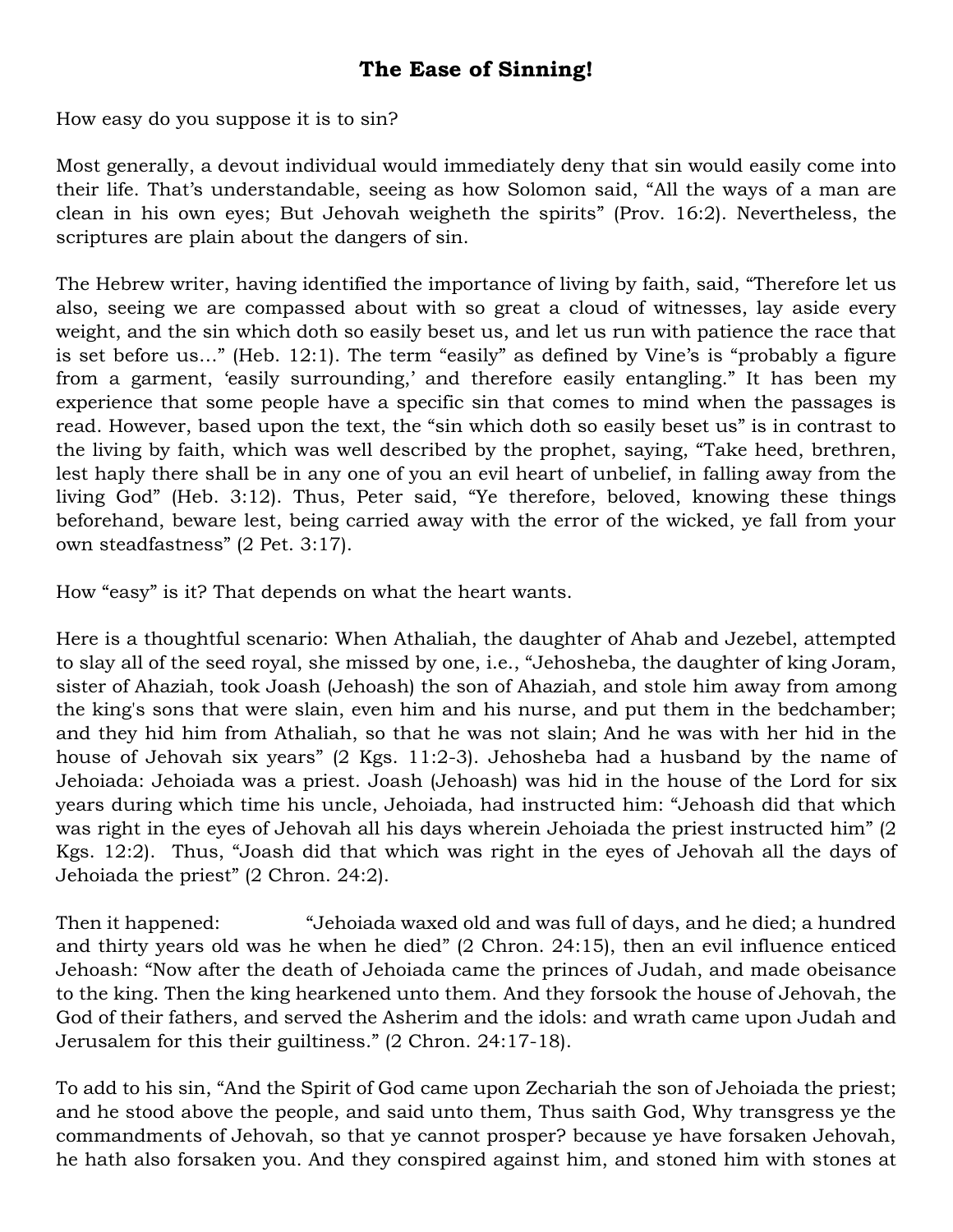# The Ease of Sinning!

How easy do you suppose it is to sin?

Most generally, a devout individual would immediately deny that sin would easily come into their life. That's understandable, seeing as how Solomon said, "All the ways of a man are clean in his own eyes; But Jehovah weigheth the spirits" (Prov. 16:2). Nevertheless, the scriptures are plain about the dangers of sin.

The Hebrew writer, having identified the importance of living by faith, said, "Therefore let us also, seeing we are compassed about with so great a cloud of witnesses, lay aside every weight, and the sin which doth so easily beset us, and let us run with patience the race that is set before us…" (Heb. 12:1). The term "easily" as defined by Vine's is "probably a figure from a garment, 'easily surrounding,' and therefore easily entangling." It has been my experience that some people have a specific sin that comes to mind when the passages is read. However, based upon the text, the "sin which doth so easily beset us" is in contrast to the living by faith, which was well described by the prophet, saying, "Take heed, brethren, lest haply there shall be in any one of you an evil heart of unbelief, in falling away from the living God" (Heb. 3:12). Thus, Peter said, "Ye therefore, beloved, knowing these things beforehand, beware lest, being carried away with the error of the wicked, ye fall from your own steadfastness" (2 Pet. 3:17).

How "easy" is it? That depends on what the heart wants.

Here is a thoughtful scenario: When Athaliah, the daughter of Ahab and Jezebel, attempted to slay all of the seed royal, she missed by one, i.e., "Jehosheba, the daughter of king Joram, sister of Ahaziah, took Joash (Jehoash) the son of Ahaziah, and stole him away from among the king's sons that were slain, even him and his nurse, and put them in the bedchamber; and they hid him from Athaliah, so that he was not slain; And he was with her hid in the house of Jehovah six years" (2 Kgs. 11:2-3). Jehosheba had a husband by the name of Jehoiada: Jehoiada was a priest. Joash (Jehoash) was hid in the house of the Lord for six years during which time his uncle, Jehoiada, had instructed him: "Jehoash did that which was right in the eyes of Jehovah all his days wherein Jehoiada the priest instructed him" (2 Kgs. 12:2). Thus, "Joash did that which was right in the eyes of Jehovah all the days of Jehoiada the priest" (2 Chron. 24:2).

Then it happened: "Jehoiada waxed old and was full of days, and he died; a hundred and thirty years old was he when he died" (2 Chron. 24:15), then an evil influence enticed Jehoash: "Now after the death of Jehoiada came the princes of Judah, and made obeisance to the king. Then the king hearkened unto them. And they forsook the house of Jehovah, the God of their fathers, and served the Asherim and the idols: and wrath came upon Judah and Jerusalem for this their guiltiness." (2 Chron. 24:17-18).

To add to his sin, "And the Spirit of God came upon Zechariah the son of Jehoiada the priest; and he stood above the people, and said unto them, Thus saith God, Why transgress ye the commandments of Jehovah, so that ye cannot prosper? because ye have forsaken Jehovah, he hath also forsaken you. And they conspired against him, and stoned him with stones at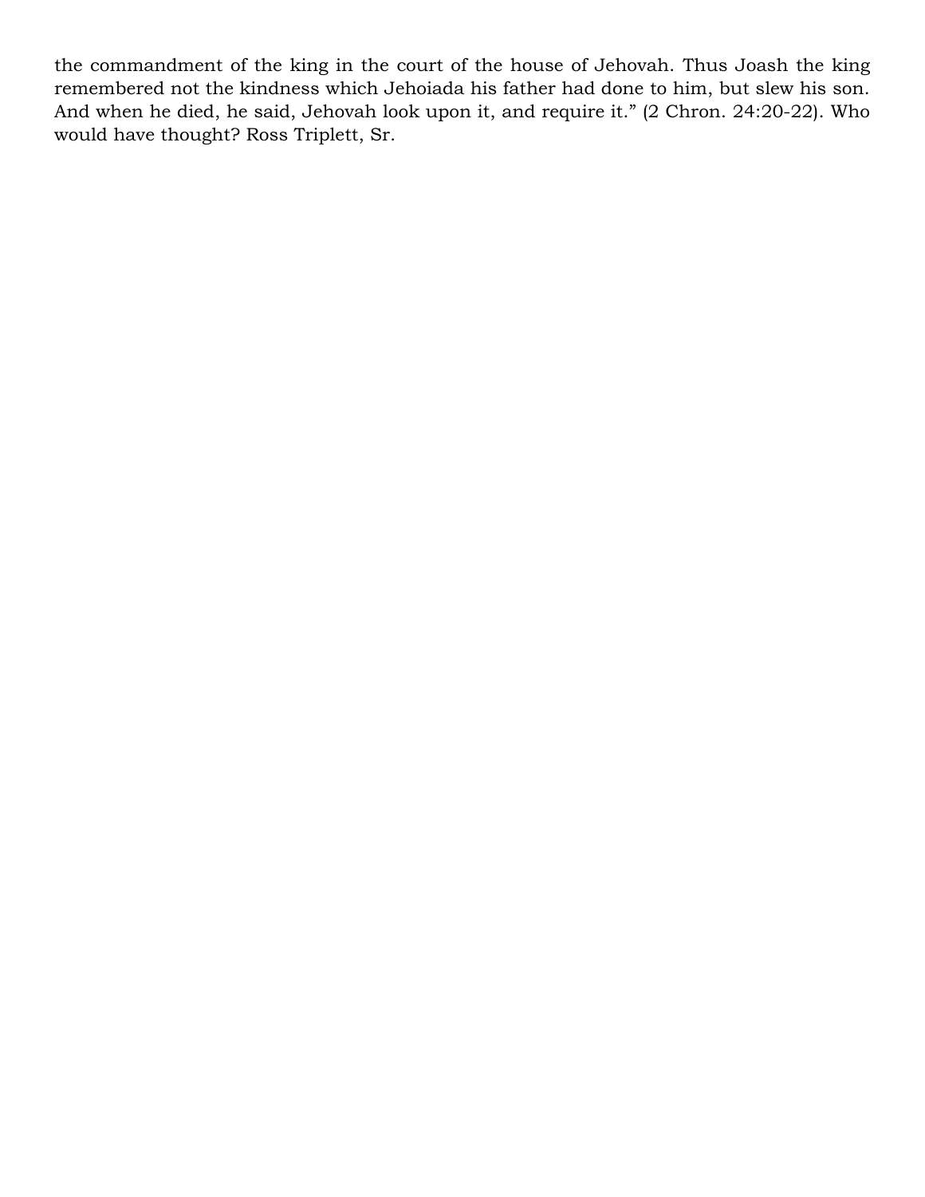the commandment of the king in the court of the house of Jehovah. Thus Joash the king remembered not the kindness which Jehoiada his father had done to him, but slew his son. And when he died, he said, Jehovah look upon it, and require it." (2 Chron. 24:20-22). Who would have thought? Ross Triplett, Sr.